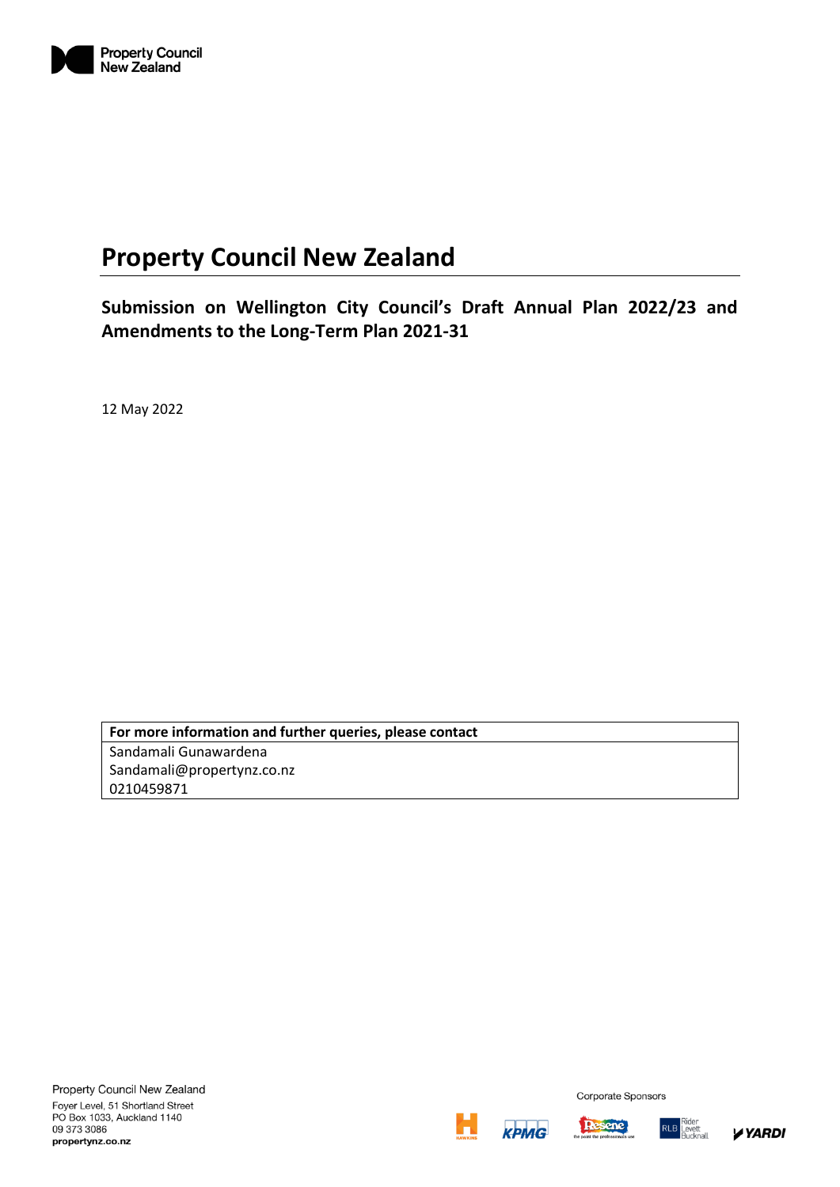# Property Council New Zealand

## Submission on Wellington City Council's Draft Annual Plan 2022/23 and Amendments to the Long-Term Plan 2021-31

12 May 2022

| For more information and further queries, please contact |
| --- |
| Sandamali Gunawardena<br>Sandamali@propertynz.co.nz<br>0210459871 |

Property Council New Zealand
Foyer Level, 51 Shortland Street
PO Box 1033, Auckland 1140
09 373 3086
propertynz.co.nz

Corporate Sponsors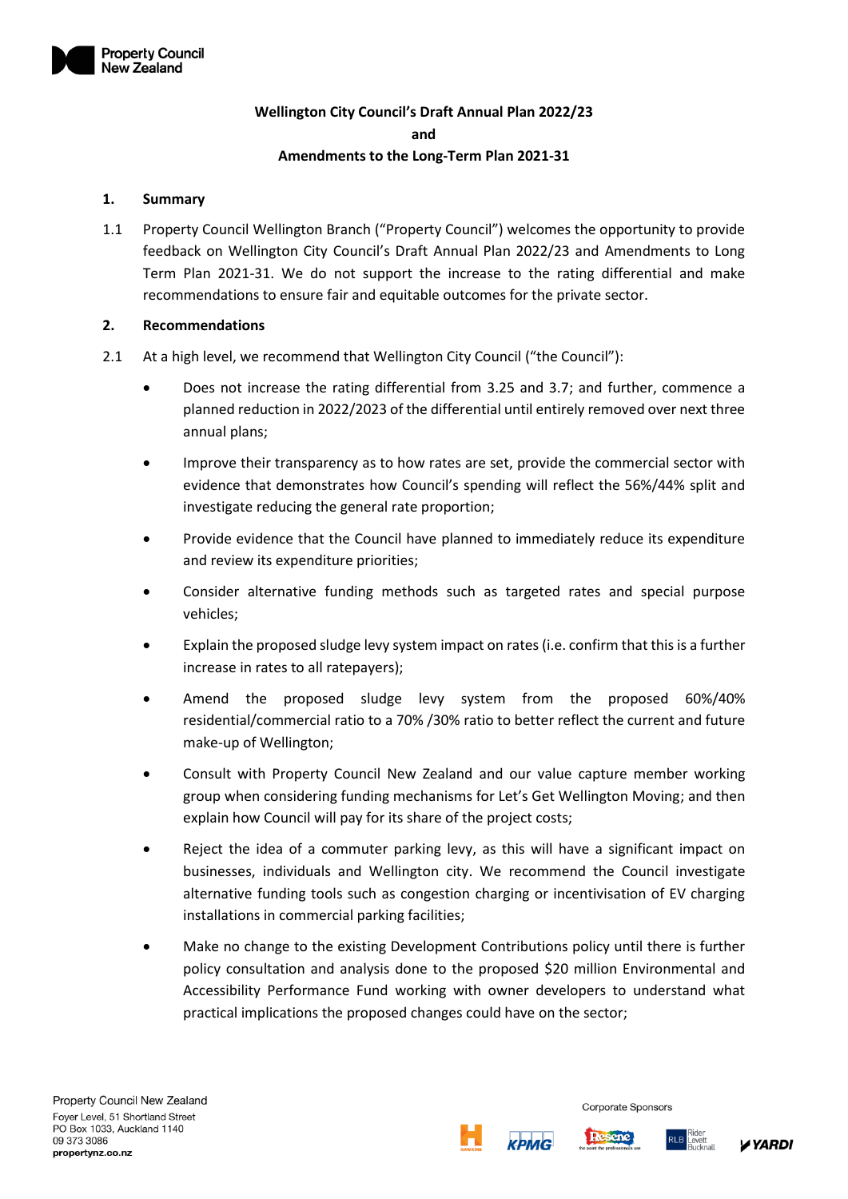**Wellington City Council's Draft Annual Plan 2022/23**

**and**

**Amendments to the Long-Term Plan 2021-31**

## 1. Summary

1.1 Property Council Wellington Branch ("Property Council") welcomes the opportunity to provide feedback on Wellington City Council's Draft Annual Plan 2022/23 and Amendments to Long Term Plan 2021-31. We do not support the increase to the rating differential and make recommendations to ensure fair and equitable outcomes for the private sector.

## 2. Recommendations

2.1 At a high level, we recommend that Wellington City Council ("the Council"):

- Does not increase the rating differential from 3.25 and 3.7; and further, commence a planned reduction in 2022/2023 of the differential until entirely removed over next three annual plans;
- Improve their transparency as to how rates are set, provide the commercial sector with evidence that demonstrates how Council's spending will reflect the 56%/44% split and investigate reducing the general rate proportion;
- Provide evidence that the Council have planned to immediately reduce its expenditure and review its expenditure priorities;
- Consider alternative funding methods such as targeted rates and special purpose vehicles;
- Explain the proposed sludge levy system impact on rates (i.e. confirm that this is a further increase in rates to all ratepayers);
- Amend the proposed sludge levy system from the proposed 60%/40% residential/commercial ratio to a 70% /30% ratio to better reflect the current and future make-up of Wellington;
- Consult with Property Council New Zealand and our value capture member working group when considering funding mechanisms for Let's Get Wellington Moving; and then explain how Council will pay for its share of the project costs;
- Reject the idea of a commuter parking levy, as this will have a significant impact on businesses, individuals and Wellington city. We recommend the Council investigate alternative funding tools such as congestion charging or incentivisation of EV charging installations in commercial parking facilities;
- Make no change to the existing Development Contributions policy until there is further policy consultation and analysis done to the proposed $20 million Environmental and Accessibility Performance Fund working with owner developers to understand what practical implications the proposed changes could have on the sector;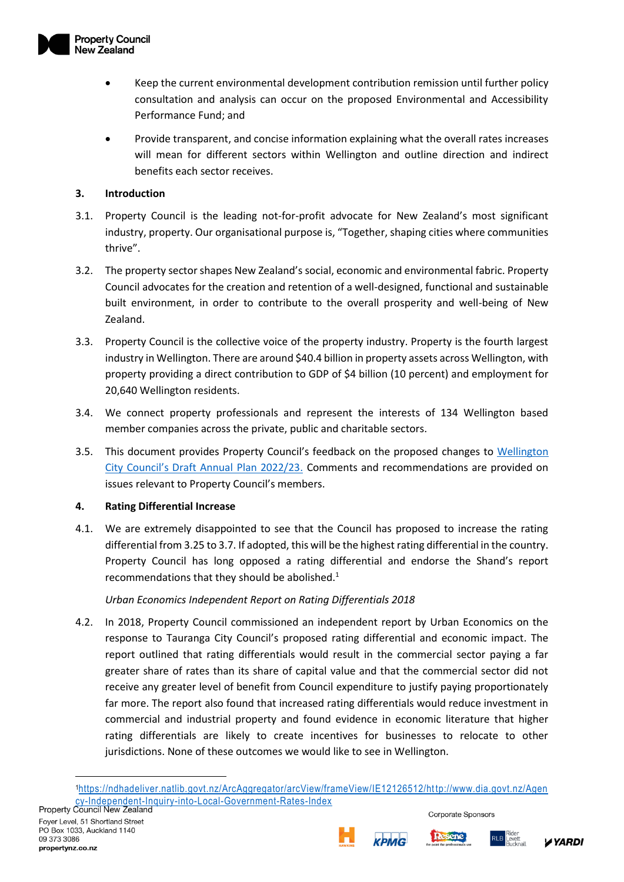- Keep the current environmental development contribution remission until further policy consultation and analysis can occur on the proposed Environmental and Accessibility Performance Fund; and
- Provide transparent, and concise information explaining what the overall rates increases will mean for different sectors within Wellington and outline direction and indirect benefits each sector receives.

**3. Introduction**

3.1. Property Council is the leading not-for-profit advocate for New Zealand's most significant industry, property. Our organisational purpose is, "Together, shaping cities where communities thrive".

3.2. The property sector shapes New Zealand's social, economic and environmental fabric. Property Council advocates for the creation and retention of a well-designed, functional and sustainable built environment, in order to contribute to the overall prosperity and well-being of New Zealand.

3.3. Property Council is the collective voice of the property industry. Property is the fourth largest industry in Wellington. There are around $40.4 billion in property assets across Wellington, with property providing a direct contribution to GDP of $4 billion (10 percent) and employment for 20,640 Wellington residents.

3.4. We connect property professionals and represent the interests of 134 Wellington based member companies across the private, public and charitable sectors.

3.5. This document provides Property Council's feedback on the proposed changes to [Wellington City Council's Draft Annual Plan 2022/23.] Comments and recommendations are provided on issues relevant to Property Council's members.

**4. Rating Differential Increase**

4.1. We are extremely disappointed to see that the Council has proposed to increase the rating differential from 3.25 to 3.7. If adopted, this will be the highest rating differential in the country. Property Council has long opposed a rating differential and endorse the Shand's report recommendations that they should be abolished.[1]

*Urban Economics Independent Report on Rating Differentials 2018*

4.2. In 2018, Property Council commissioned an independent report by Urban Economics on the response to Tauranga City Council's proposed rating differential and economic impact. The report outlined that rating differentials would result in the commercial sector paying a far greater share of rates than its share of capital value and that the commercial sector did not receive any greater level of benefit from Council expenditure to justify paying proportionately far more. The report also found that increased rating differentials would reduce investment in commercial and industrial property and found evidence in economic literature that higher rating differentials are likely to create incentives for businesses to relocate to other jurisdictions. None of these outcomes we would like to see in Wellington.

---

[1] https://ndhadeliver.natlib.govt.nz/ArcAggregator/arcView/frameView/IE12126512/http://www.dia.govt.nz/Agency-Independent-Inquiry-into-Local-Government-Rates-Index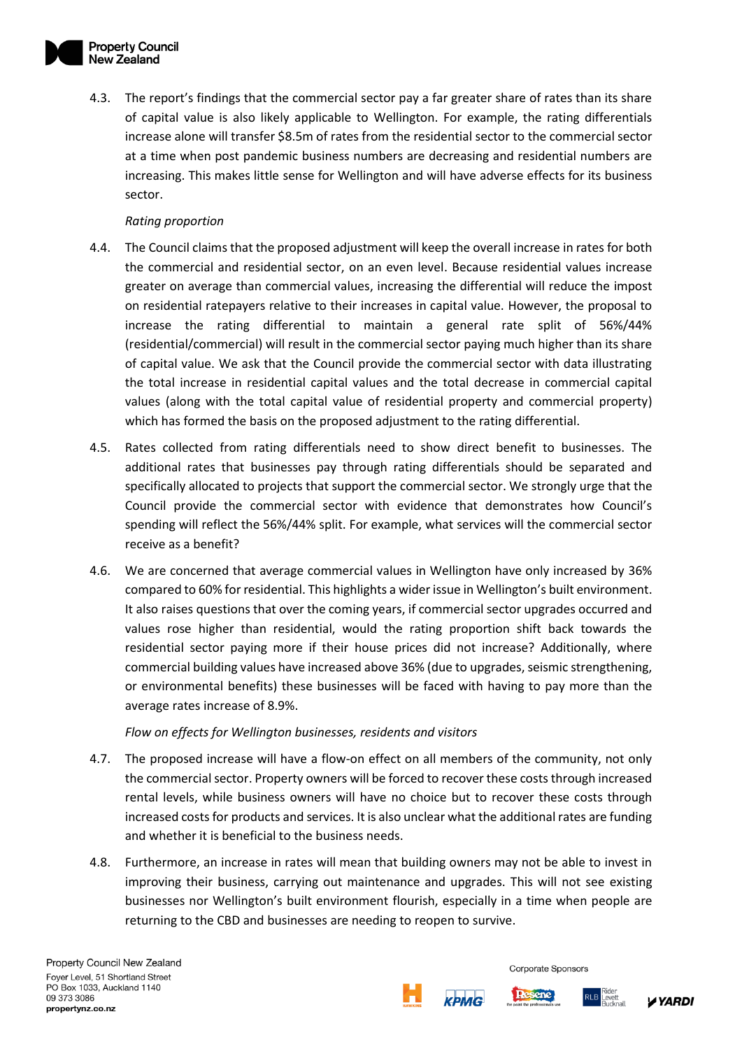4.3. The report's findings that the commercial sector pay a far greater share of rates than its share of capital value is also likely applicable to Wellington. For example, the rating differentials increase alone will transfer $8.5m of rates from the residential sector to the commercial sector at a time when post pandemic business numbers are decreasing and residential numbers are increasing. This makes little sense for Wellington and will have adverse effects for its business sector.

*Rating proportion*

4.4. The Council claims that the proposed adjustment will keep the overall increase in rates for both the commercial and residential sector, on an even level. Because residential values increase greater on average than commercial values, increasing the differential will reduce the impost on residential ratepayers relative to their increases in capital value. However, the proposal to increase the rating differential to maintain a general rate split of 56%/44% (residential/commercial) will result in the commercial sector paying much higher than its share of capital value. We ask that the Council provide the commercial sector with data illustrating the total increase in residential capital values and the total decrease in commercial capital values (along with the total capital value of residential property and commercial property) which has formed the basis on the proposed adjustment to the rating differential.

4.5. Rates collected from rating differentials need to show direct benefit to businesses. The additional rates that businesses pay through rating differentials should be separated and specifically allocated to projects that support the commercial sector. We strongly urge that the Council provide the commercial sector with evidence that demonstrates how Council's spending will reflect the 56%/44% split. For example, what services will the commercial sector receive as a benefit?

4.6. We are concerned that average commercial values in Wellington have only increased by 36% compared to 60% for residential. This highlights a wider issue in Wellington's built environment. It also raises questions that over the coming years, if commercial sector upgrades occurred and values rose higher than residential, would the rating proportion shift back towards the residential sector paying more if their house prices did not increase? Additionally, where commercial building values have increased above 36% (due to upgrades, seismic strengthening, or environmental benefits) these businesses will be faced with having to pay more than the average rates increase of 8.9%.

*Flow on effects for Wellington businesses, residents and visitors*

4.7. The proposed increase will have a flow-on effect on all members of the community, not only the commercial sector. Property owners will be forced to recover these costs through increased rental levels, while business owners will have no choice but to recover these costs through increased costs for products and services. It is also unclear what the additional rates are funding and whether it is beneficial to the business needs.

4.8. Furthermore, an increase in rates will mean that building owners may not be able to invest in improving their business, carrying out maintenance and upgrades. This will not see existing businesses nor Wellington's built environment flourish, especially in a time when people are returning to the CBD and businesses are needing to reopen to survive.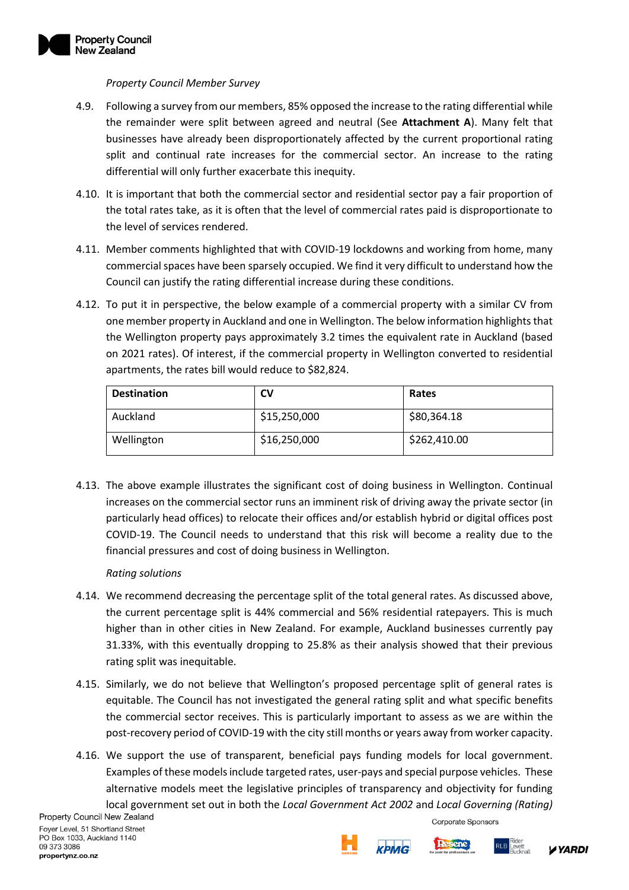*Property Council Member Survey*

4.9. Following a survey from our members, 85% opposed the increase to the rating differential while the remainder were split between agreed and neutral (See **Attachment A**). Many felt that businesses have already been disproportionately affected by the current proportional rating split and continual rate increases for the commercial sector. An increase to the rating differential will only further exacerbate this inequity.

4.10. It is important that both the commercial sector and residential sector pay a fair proportion of the total rates take, as it is often that the level of commercial rates paid is disproportionate to the level of services rendered.

4.11. Member comments highlighted that with COVID-19 lockdowns and working from home, many commercial spaces have been sparsely occupied. We find it very difficult to understand how the Council can justify the rating differential increase during these conditions.

4.12. To put it in perspective, the below example of a commercial property with a similar CV from one member property in Auckland and one in Wellington. The below information highlights that the Wellington property pays approximately 3.2 times the equivalent rate in Auckland (based on 2021 rates). Of interest, if the commercial property in Wellington converted to residential apartments, the rates bill would reduce to $82,824.

| Destination | CV | Rates |
|---|---|---|
| Auckland | $15,250,000 | $80,364.18 |
| Wellington | $16,250,000 | $262,410.00 |

4.13. The above example illustrates the significant cost of doing business in Wellington. Continual increases on the commercial sector runs an imminent risk of driving away the private sector (in particularly head offices) to relocate their offices and/or establish hybrid or digital offices post COVID-19. The Council needs to understand that this risk will become a reality due to the financial pressures and cost of doing business in Wellington.

*Rating solutions*

4.14. We recommend decreasing the percentage split of the total general rates. As discussed above, the current percentage split is 44% commercial and 56% residential ratepayers. This is much higher than in other cities in New Zealand. For example, Auckland businesses currently pay 31.33%, with this eventually dropping to 25.8% as their analysis showed that their previous rating split was inequitable.

4.15. Similarly, we do not believe that Wellington's proposed percentage split of general rates is equitable. The Council has not investigated the general rating split and what specific benefits the commercial sector receives. This is particularly important to assess as we are within the post-recovery period of COVID-19 with the city still months or years away from worker capacity.

4.16. We support the use of transparent, beneficial pays funding models for local government. Examples of these models include targeted rates, user-pays and special purpose vehicles. These alternative models meet the legislative principles of transparency and objectivity for funding local government set out in both the *Local Government Act 2002* and *Local Governing (Rating)*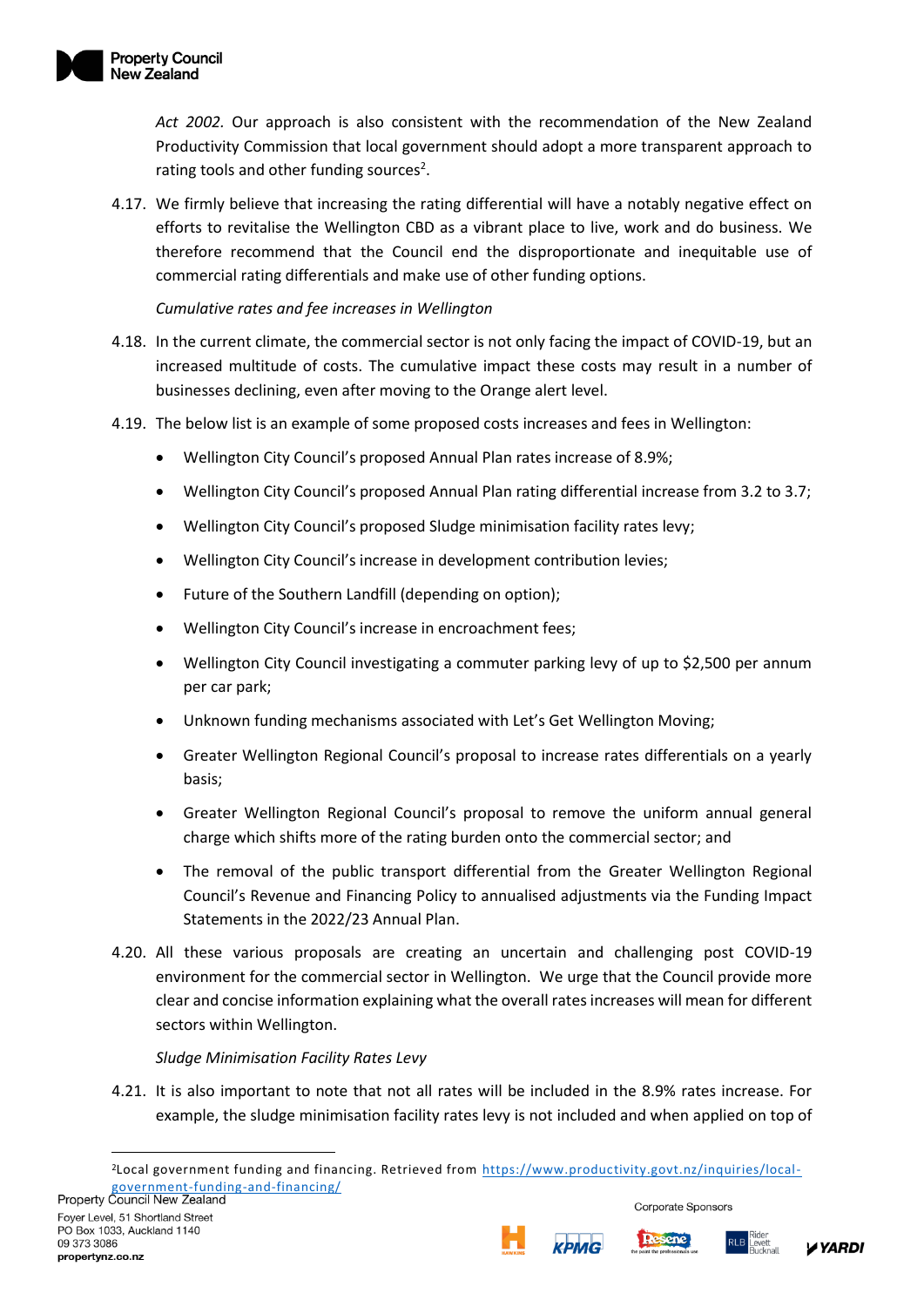*Act 2002.* Our approach is also consistent with the recommendation of the New Zealand Productivity Commission that local government should adopt a more transparent approach to rating tools and other funding sources[2].

4.17. We firmly believe that increasing the rating differential will have a notably negative effect on efforts to revitalise the Wellington CBD as a vibrant place to live, work and do business. We therefore recommend that the Council end the disproportionate and inequitable use of commercial rating differentials and make use of other funding options.

*Cumulative rates and fee increases in Wellington*

4.18. In the current climate, the commercial sector is not only facing the impact of COVID-19, but an increased multitude of costs. The cumulative impact these costs may result in a number of businesses declining, even after moving to the Orange alert level.

4.19. The below list is an example of some proposed costs increases and fees in Wellington:

- Wellington City Council's proposed Annual Plan rates increase of 8.9%;
- Wellington City Council's proposed Annual Plan rating differential increase from 3.2 to 3.7;
- Wellington City Council's proposed Sludge minimisation facility rates levy;
- Wellington City Council's increase in development contribution levies;
- Future of the Southern Landfill (depending on option);
- Wellington City Council's increase in encroachment fees;
- Wellington City Council investigating a commuter parking levy of up to $2,500 per annum per car park;
- Unknown funding mechanisms associated with Let's Get Wellington Moving;
- Greater Wellington Regional Council's proposal to increase rates differentials on a yearly basis;
- Greater Wellington Regional Council's proposal to remove the uniform annual general charge which shifts more of the rating burden onto the commercial sector; and
- The removal of the public transport differential from the Greater Wellington Regional Council's Revenue and Financing Policy to annualised adjustments via the Funding Impact Statements in the 2022/23 Annual Plan.

4.20. All these various proposals are creating an uncertain and challenging post COVID-19 environment for the commercial sector in Wellington. We urge that the Council provide more clear and concise information explaining what the overall rates increases will mean for different sectors within Wellington.

*Sludge Minimisation Facility Rates Levy*

4.21. It is also important to note that not all rates will be included in the 8.9% rates increase. For example, the sludge minimisation facility rates levy is not included and when applied on top of

[2] Local government funding and financing. Retrieved from https://www.productivity.govt.nz/inquiries/local-government-funding-and-financing/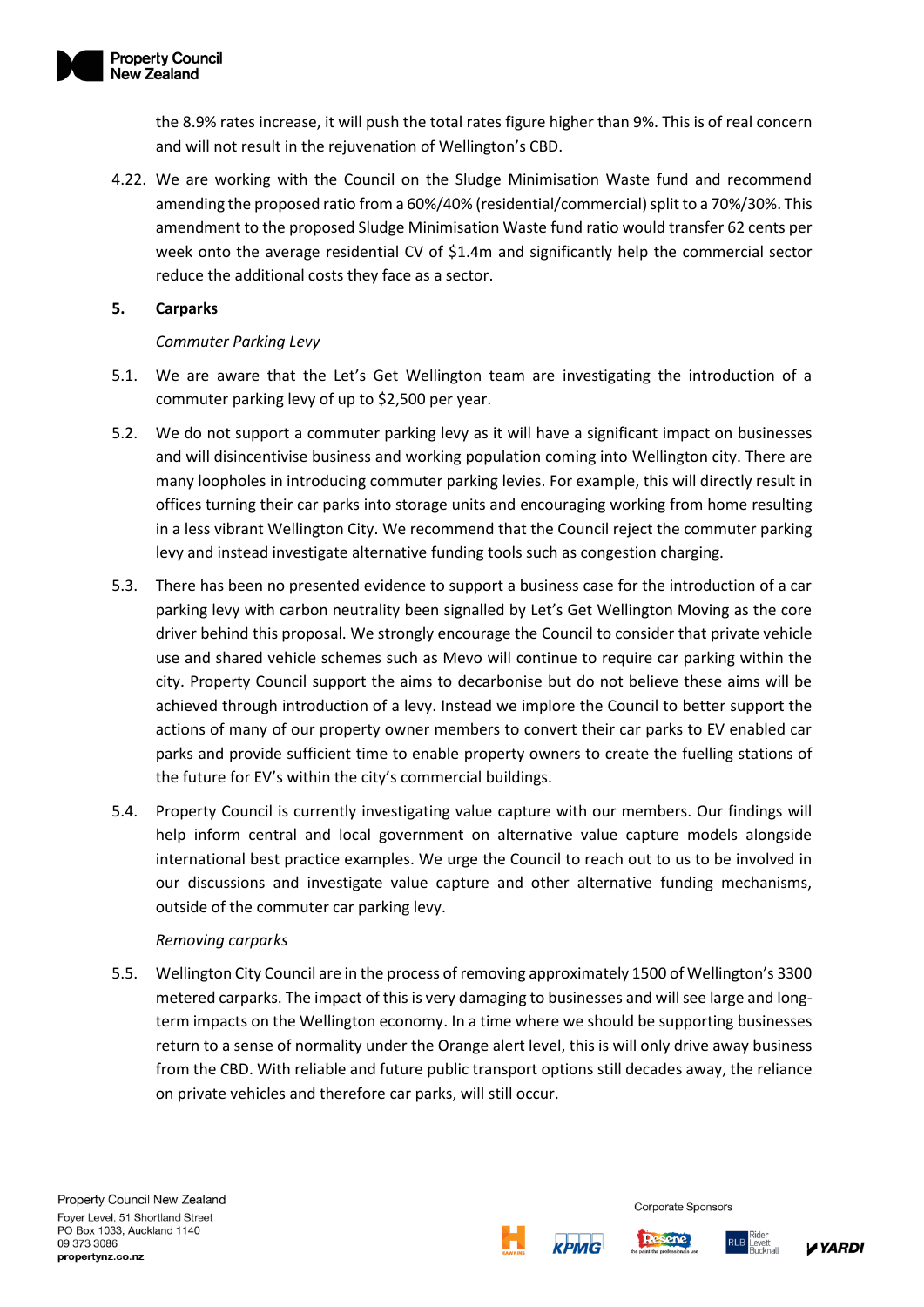the 8.9% rates increase, it will push the total rates figure higher than 9%. This is of real concern and will not result in the rejuvenation of Wellington's CBD.

4.22. We are working with the Council on the Sludge Minimisation Waste fund and recommend amending the proposed ratio from a 60%/40% (residential/commercial) split to a 70%/30%. This amendment to the proposed Sludge Minimisation Waste fund ratio would transfer 62 cents per week onto the average residential CV of $1.4m and significantly help the commercial sector reduce the additional costs they face as a sector.

## 5. Carparks

*Commuter Parking Levy*

5.1. We are aware that the Let's Get Wellington team are investigating the introduction of a commuter parking levy of up to $2,500 per year.

5.2. We do not support a commuter parking levy as it will have a significant impact on businesses and will disincentivise business and working population coming into Wellington city. There are many loopholes in introducing commuter parking levies. For example, this will directly result in offices turning their car parks into storage units and encouraging working from home resulting in a less vibrant Wellington City. We recommend that the Council reject the commuter parking levy and instead investigate alternative funding tools such as congestion charging.

5.3. There has been no presented evidence to support a business case for the introduction of a car parking levy with carbon neutrality been signalled by Let's Get Wellington Moving as the core driver behind this proposal. We strongly encourage the Council to consider that private vehicle use and shared vehicle schemes such as Mevo will continue to require car parking within the city. Property Council support the aims to decarbonise but do not believe these aims will be achieved through introduction of a levy. Instead we implore the Council to better support the actions of many of our property owner members to convert their car parks to EV enabled car parks and provide sufficient time to enable property owners to create the fuelling stations of the future for EV's within the city's commercial buildings.

5.4. Property Council is currently investigating value capture with our members. Our findings will help inform central and local government on alternative value capture models alongside international best practice examples. We urge the Council to reach out to us to be involved in our discussions and investigate value capture and other alternative funding mechanisms, outside of the commuter car parking levy.

*Removing carparks*

5.5. Wellington City Council are in the process of removing approximately 1500 of Wellington's 3300 metered carparks. The impact of this is very damaging to businesses and will see large and long-term impacts on the Wellington economy. In a time where we should be supporting businesses return to a sense of normality under the Orange alert level, this is will only drive away business from the CBD. With reliable and future public transport options still decades away, the reliance on private vehicles and therefore car parks, will still occur.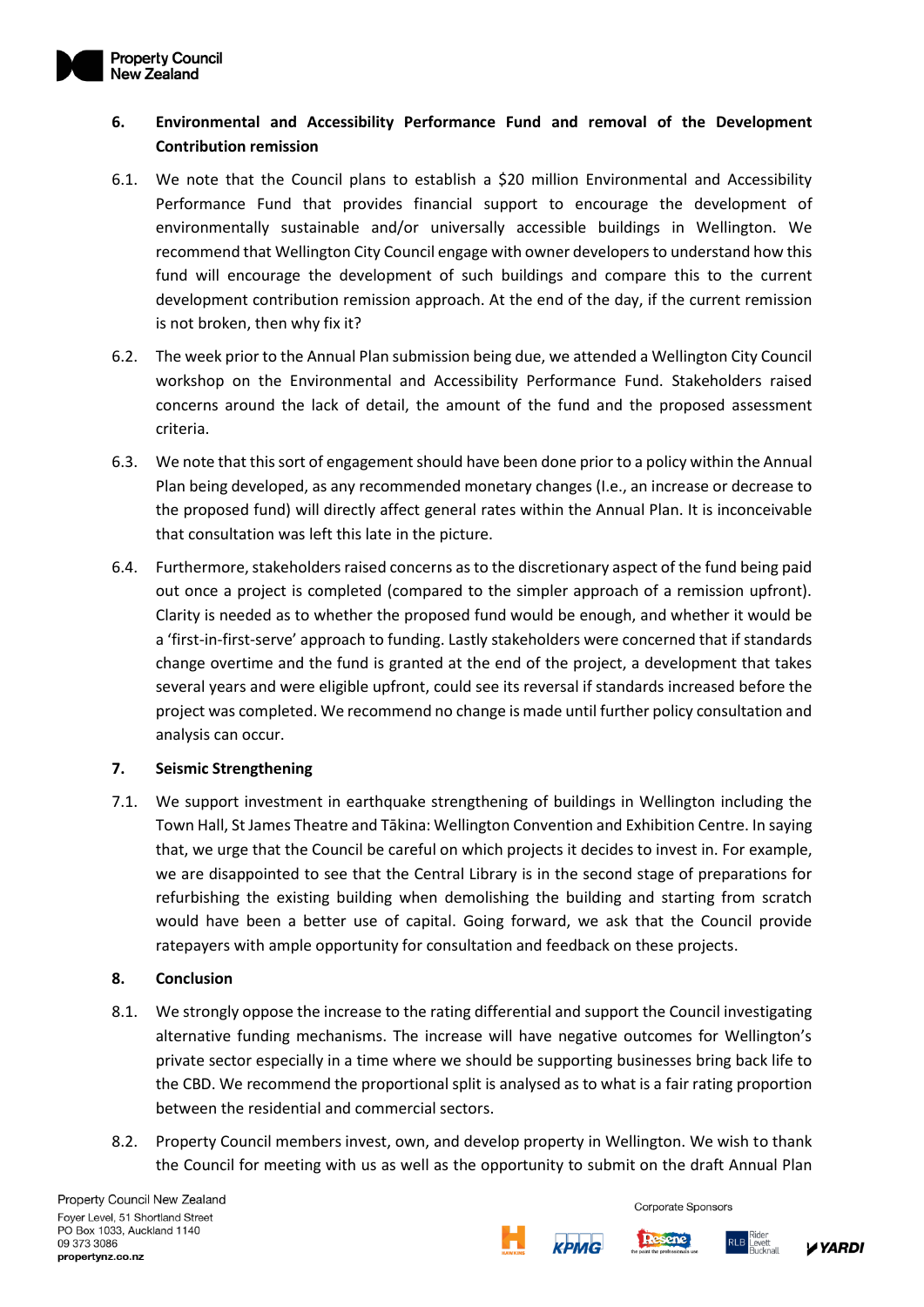6. **Environmental and Accessibility Performance Fund and removal of the Development Contribution remission**

6.1. We note that the Council plans to establish a $20 million Environmental and Accessibility Performance Fund that provides financial support to encourage the development of environmentally sustainable and/or universally accessible buildings in Wellington. We recommend that Wellington City Council engage with owner developers to understand how this fund will encourage the development of such buildings and compare this to the current development contribution remission approach. At the end of the day, if the current remission is not broken, then why fix it?

6.2. The week prior to the Annual Plan submission being due, we attended a Wellington City Council workshop on the Environmental and Accessibility Performance Fund. Stakeholders raised concerns around the lack of detail, the amount of the fund and the proposed assessment criteria.

6.3. We note that this sort of engagement should have been done prior to a policy within the Annual Plan being developed, as any recommended monetary changes (I.e., an increase or decrease to the proposed fund) will directly affect general rates within the Annual Plan. It is inconceivable that consultation was left this late in the picture.

6.4. Furthermore, stakeholders raised concerns as to the discretionary aspect of the fund being paid out once a project is completed (compared to the simpler approach of a remission upfront). Clarity is needed as to whether the proposed fund would be enough, and whether it would be a 'first-in-first-serve' approach to funding. Lastly stakeholders were concerned that if standards change overtime and the fund is granted at the end of the project, a development that takes several years and were eligible upfront, could see its reversal if standards increased before the project was completed. We recommend no change is made until further policy consultation and analysis can occur.

7. **Seismic Strengthening**

7.1. We support investment in earthquake strengthening of buildings in Wellington including the Town Hall, St James Theatre and Tākina: Wellington Convention and Exhibition Centre. In saying that, we urge that the Council be careful on which projects it decides to invest in. For example, we are disappointed to see that the Central Library is in the second stage of preparations for refurbishing the existing building when demolishing the building and starting from scratch would have been a better use of capital. Going forward, we ask that the Council provide ratepayers with ample opportunity for consultation and feedback on these projects.

8. **Conclusion**

8.1. We strongly oppose the increase to the rating differential and support the Council investigating alternative funding mechanisms. The increase will have negative outcomes for Wellington's private sector especially in a time where we should be supporting businesses bring back life to the CBD. We recommend the proportional split is analysed as to what is a fair rating proportion between the residential and commercial sectors.

8.2. Property Council members invest, own, and develop property in Wellington. We wish to thank the Council for meeting with us as well as the opportunity to submit on the draft Annual Plan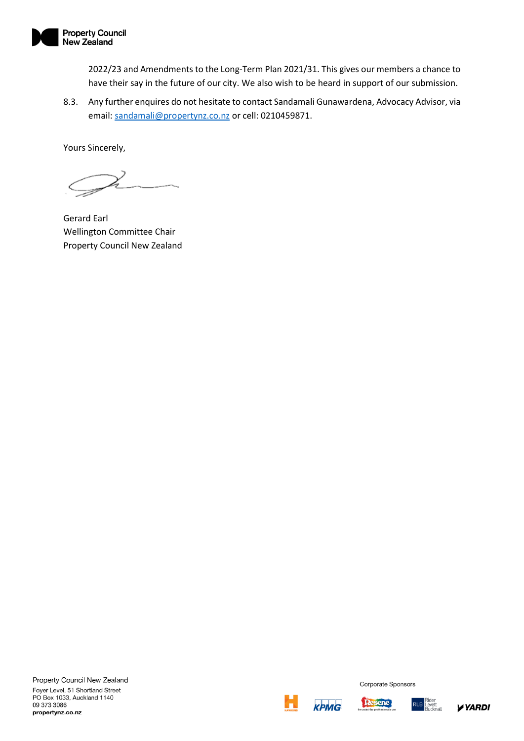2022/23 and Amendments to the Long-Term Plan 2021/31. This gives our members a chance to have their say in the future of our city. We also wish to be heard in support of our submission.

8.3. Any further enquires do not hesitate to contact Sandamali Gunawardena, Advocacy Advisor, via email: sandamali@propertynz.co.nz or cell: 0210459871.

Yours Sincerely,

Gerard Earl
Wellington Committee Chair
Property Council New Zealand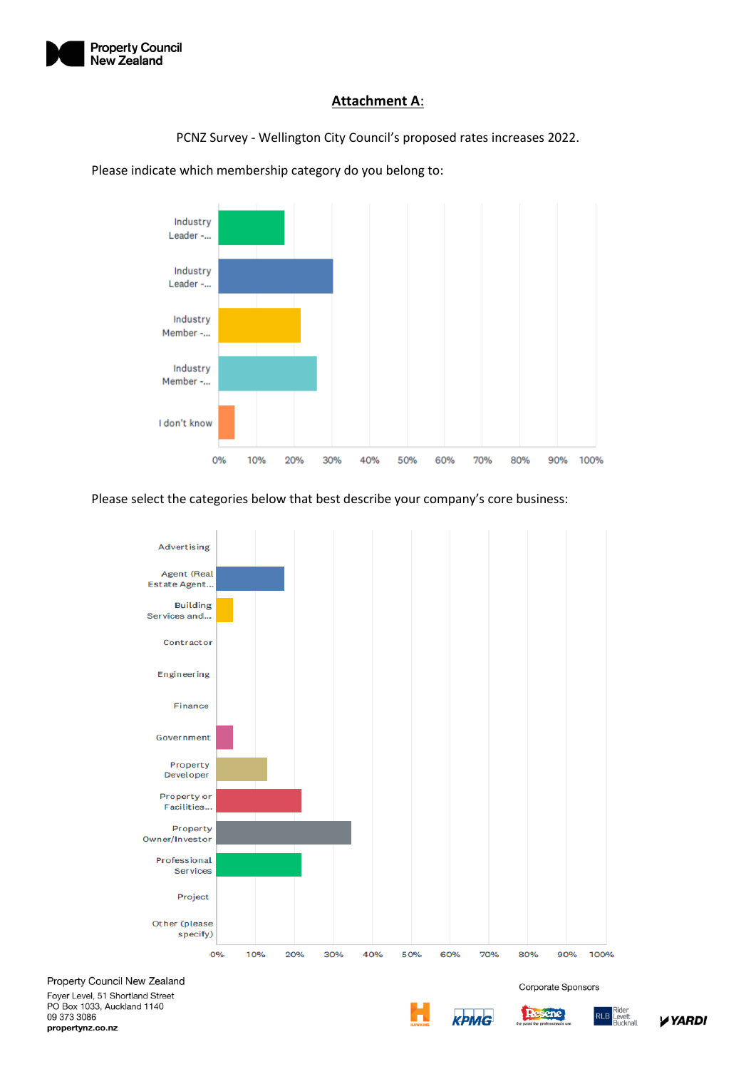## Attachment A:

PCNZ Survey - Wellington City Council's proposed rates increases 2022.

Please indicate which membership category do you belong to:

| Category | Response |
| --- | --- |
| Industry Leader -... | ~17.5% |
| Industry Leader -... | ~30% |
| Industry Member -... | ~22% |
| Industry Member -... | ~26% |
| I don't know | ~4% |

Please select the categories below that best describe your company's core business:

| Category | Response |
| --- | --- |
| Advertising | 0% |
| Agent (Real Estate Agent... | ~17.5% |
| Building Services and... | ~4% |
| Contractor | 0% |
| Engineering | 0% |
| Finance | 0% |
| Government | ~4% |
| Property Developer | ~13% |
| Property or Facilities... | ~22% |
| Property Owner/Investor | ~35% |
| Professional Services | ~22% |
| Project | 0% |
| Other (please specify) | 0% |

Property Council New Zealand
Foyer Level, 51 Shortland Street
PO Box 1033, Auckland 1140
09 373 3086
propertynz.co.nz

Corporate Sponsors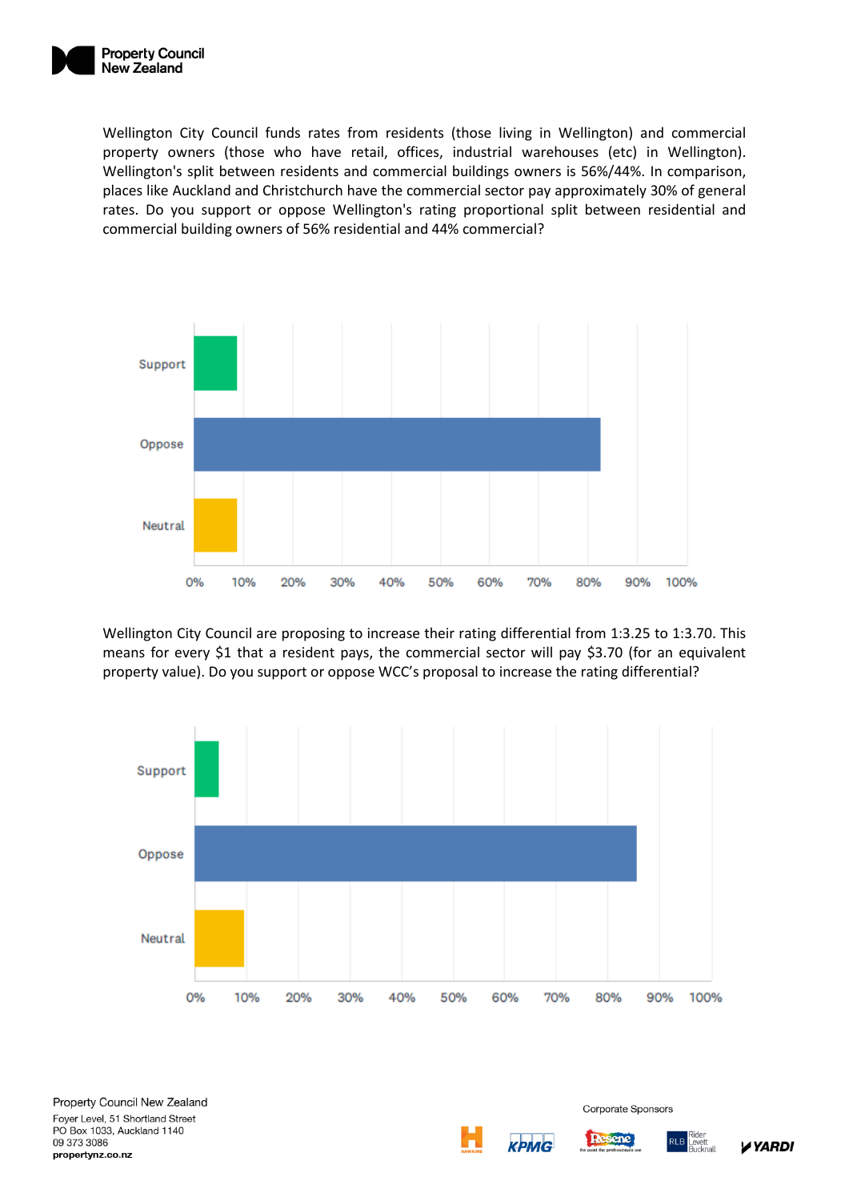Wellington City Council funds rates from residents (those living in Wellington) and commercial property owners (those who have retail, offices, industrial warehouses (etc) in Wellington). Wellington's split between residents and commercial buildings owners is 56%/44%. In comparison, places like Auckland and Christchurch have the commercial sector pay approximately 30% of general rates. Do you support or oppose Wellington's rating proportional split between residential and commercial building owners of 56% residential and 44% commercial?

Support
Oppose
Neutral

0% 10% 20% 30% 40% 50% 60% 70% 80% 90% 100%

Wellington City Council are proposing to increase their rating differential from 1:3.25 to 1:3.70. This means for every $1 that a resident pays, the commercial sector will pay $3.70 (for an equivalent property value). Do you support or oppose WCC's proposal to increase the rating differential?

Support
Oppose
Neutral

0% 10% 20% 30% 40% 50% 60% 70% 80% 90% 100%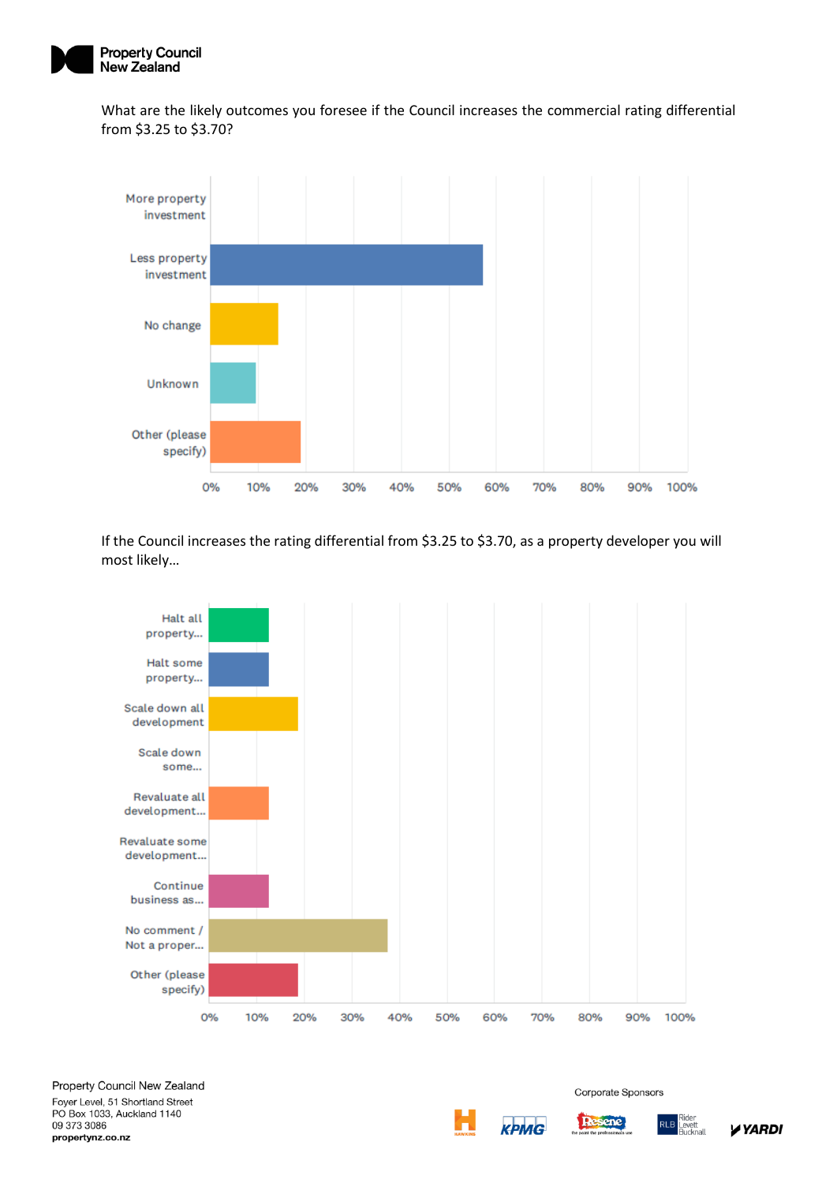What are the likely outcomes you foresee if the Council increases the commercial rating differential from $3.25 to $3.70?

| Response | Percentage (approx.) |
| --- | --- |
| More property investment | 0% |
| Less property investment | 57% |
| No change | 14% |
| Unknown | 10% |
| Other (please specify) | 19% |

If the Council increases the rating differential from $3.25 to $3.70, as a property developer you will most likely…

| Response | Percentage (approx.) |
| --- | --- |
| Halt all property... | 13% |
| Halt some property... | 13% |
| Scale down all development | 19% |
| Scale down some... | 0% |
| Revaluate all development... | 13% |
| Revaluate some development... | 0% |
| Continue business as... | 13% |
| No comment / Not a proper... | 38% |
| Other (please specify) | 19% |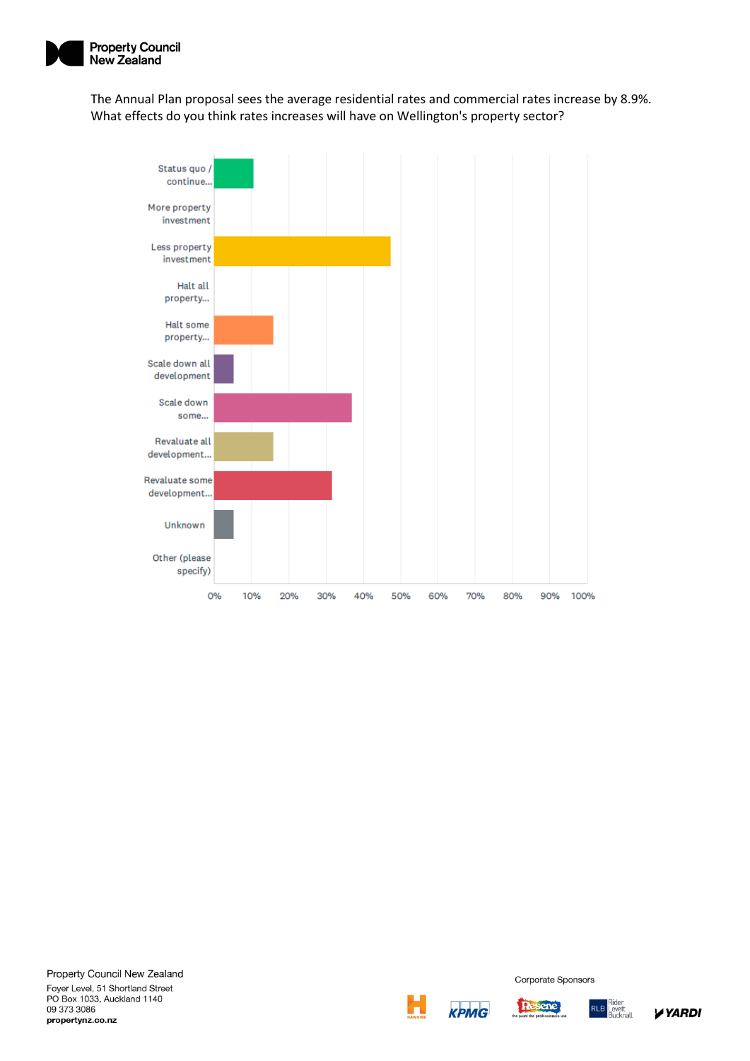The Annual Plan proposal sees the average residential rates and commercial rates increase by 8.9%. What effects do you think rates increases will have on Wellington's property sector?

| Response | Approx. % |
|---|---|
| Status quo / continue... | ~11% |
| More property investment | 0% |
| Less property investment | ~47% |
| Halt all property... | 0% |
| Halt some property... | ~16% |
| Scale down all development | ~5% |
| Scale down some... | ~37% |
| Revaluate all development... | ~16% |
| Revaluate some development... | ~32% |
| Unknown | ~5% |
| Other (please specify) | 0% |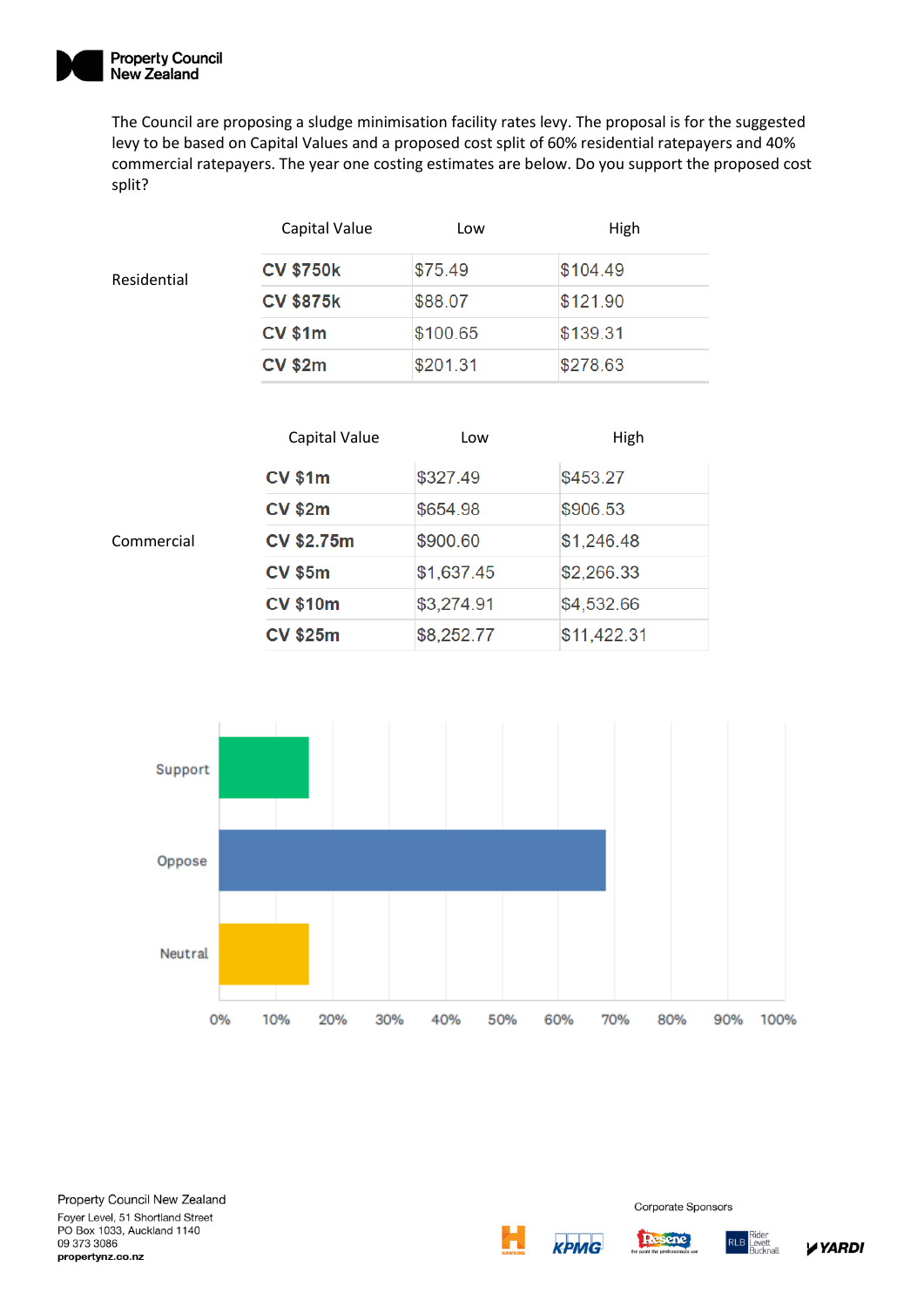The Council are proposing a sludge minimisation facility rates levy. The proposal is for the suggested levy to be based on Capital Values and a proposed cost split of 60% residential ratepayers and 40% commercial ratepayers. The year one costing estimates are below. Do you support the proposed cost split?

| | Capital Value | Low | High |
|---|---|---|---|
| Residential | **CV $750k** | $75.49 | $104.49 |
| | **CV $875k** | $88.07 | $121.90 |
| | **CV $1m** | $100.65 | $139.31 |
| | **CV $2m** | $201.31 | $278.63 |

| | Capital Value | Low | High |
|---|---|---|---|
| Commercial | **CV $1m** | $327.49 | $453.27 |
| | **CV $2m** | $654.98 | $906.53 |
| | **CV $2.75m** | $900.60 | $1,246.48 |
| | **CV $5m** | $1,637.45 | $2,266.33 |
| | **CV $10m** | $3,274.91 | $4,532.66 |
| | **CV $25m** | $8,252.77 | $11,422.31 |

Support
Oppose
Neutral

0% 10% 20% 30% 40% 50% 60% 70% 80% 90% 100%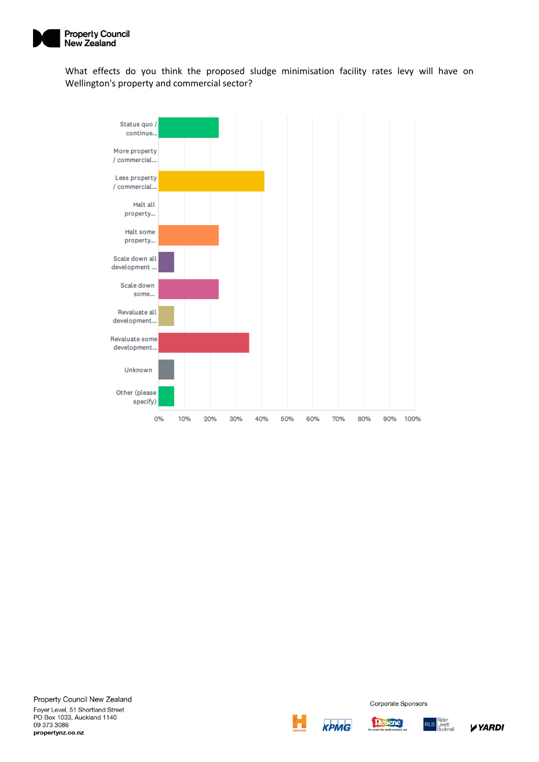What effects do you think the proposed sludge minimisation facility rates levy will have on Wellington's property and commercial sector?

Status quo / continue...

More property / commercial...

Less property / commercial...

Halt all property...

Halt some property...

Scale down all development ...

Scale down some...

Revaluate all development...

Revaluate some development...

Unknown

Other (please specify)

0% 10% 20% 30% 40% 50% 60% 70% 80% 90% 100%